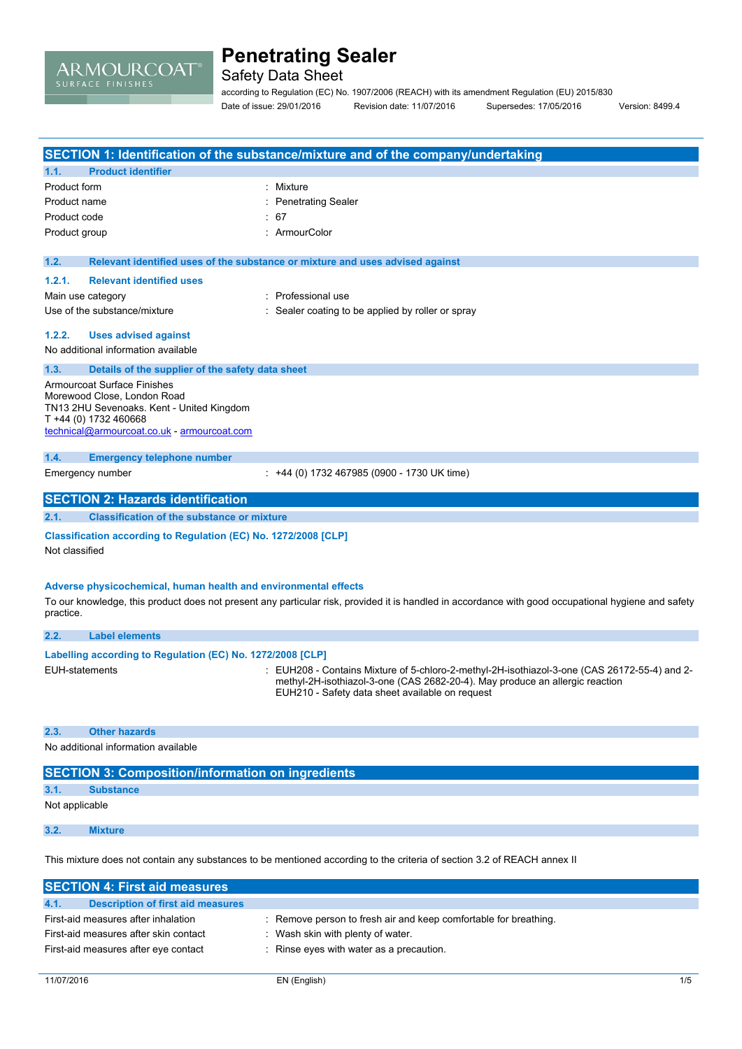# Penetrating Sealer

Safety Data Sheet

according to Regulation (EC) No. 1907/2006 (REACH) with its amendment Regulation (EU) 2015/830

Date of issue: 29/01/2016 Revision date: 11/07/2016 Supersedes: 17/05/2016 Version: 8499.4

## SECTION 1: Identification of the substance/mixture and of the company/undertaking

### 1.1. Product identifier

| | |
|---|---|
| Product form | : Mixture |
| Product name | : Penetrating Sealer |
| Product code | : 67 |
| Product group | : ArmourColor |

### 1.2. Relevant identified uses of the substance or mixture and uses advised against

#### 1.2.1. Relevant identified uses

| | |
|---|---|
| Main use category | : Professional use |
| Use of the substance/mixture | : Sealer coating to be applied by roller or spray |

#### 1.2.2. Uses advised against

No additional information available

### 1.3. Details of the supplier of the safety data sheet

Armourcoat Surface Finishes
Morewood Close, London Road
TN13 2HU Sevenoaks. Kent - United Kingdom
T +44 (0) 1732 460668
technical@armourcoat.co.uk - armourcoat.com

### 1.4. Emergency telephone number

| | |
|---|---|
| Emergency number | : +44 (0) 1732 467985 (0900 - 1730 UK time) |

## SECTION 2: Hazards identification

### 2.1. Classification of the substance or mixture

**Classification according to Regulation (EC) No. 1272/2008 [CLP]**

Not classified

**Adverse physicochemical, human health and environmental effects**

To our knowledge, this product does not present any particular risk, provided it is handled in accordance with good occupational hygiene and safety practice.

### 2.2. Label elements

**Labelling according to Regulation (EC) No. 1272/2008 [CLP]**

| | |
|---|---|
| EUH-statements | : EUH208 - Contains Mixture of 5-chloro-2-methyl-2H-isothiazol-3-one (CAS 26172-55-4) and 2-methyl-2H-isothiazol-3-one (CAS 2682-20-4). May produce an allergic reaction<br>EUH210 - Safety data sheet available on request |

### 2.3. Other hazards

No additional information available

## SECTION 3: Composition/information on ingredients

### 3.1. Substance

Not applicable

### 3.2. Mixture

This mixture does not contain any substances to be mentioned according to the criteria of section 3.2 of REACH annex II

## SECTION 4: First aid measures

### 4.1. Description of first aid measures

| | |
|---|---|
| First-aid measures after inhalation | : Remove person to fresh air and keep comfortable for breathing. |
| First-aid measures after skin contact | : Wash skin with plenty of water. |
| First-aid measures after eye contact | : Rinse eyes with water as a precaution. |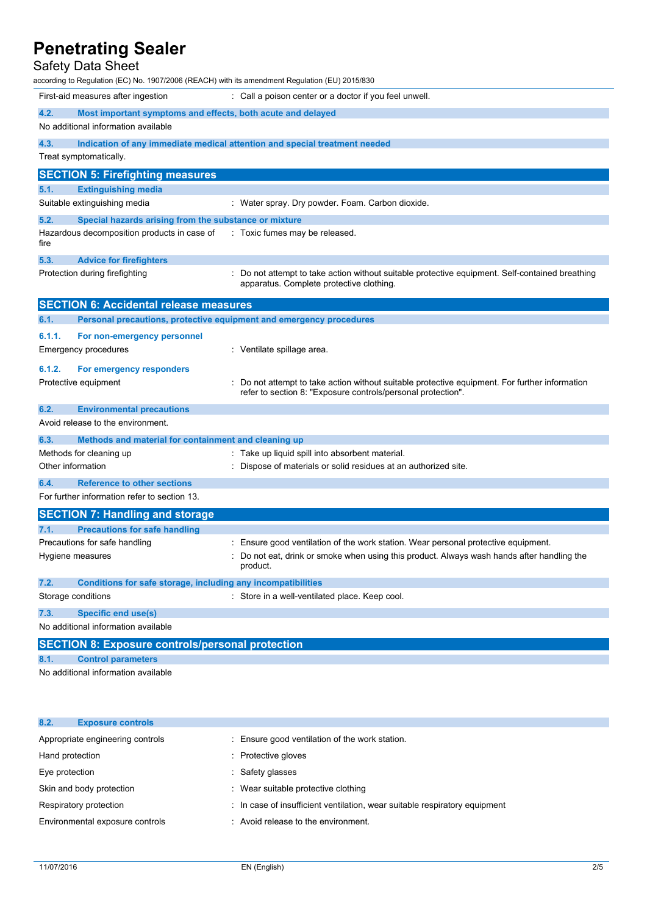First-aid measures after ingestion : Call a poison center or a doctor if you feel unwell.

### 4.2. Most important symptoms and effects, both acute and delayed

No additional information available

### 4.3. Indication of any immediate medical attention and special treatment needed

Treat symptomatically.

## SECTION 5: Firefighting measures

### 5.1. Extinguishing media

Suitable extinguishing media : Water spray. Dry powder. Foam. Carbon dioxide.

### 5.2. Special hazards arising from the substance or mixture

Hazardous decomposition products in case of fire : Toxic fumes may be released.

### 5.3. Advice for firefighters

Protection during firefighting : Do not attempt to take action without suitable protective equipment. Self-contained breathing apparatus. Complete protective clothing.

## SECTION 6: Accidental release measures

### 6.1. Personal precautions, protective equipment and emergency procedures

#### 6.1.1. For non-emergency personnel

Emergency procedures : Ventilate spillage area.

#### 6.1.2. For emergency responders

Protective equipment : Do not attempt to take action without suitable protective equipment. For further information refer to section 8: "Exposure controls/personal protection".

### 6.2. Environmental precautions

Avoid release to the environment.

### 6.3. Methods and material for containment and cleaning up

Methods for cleaning up : Take up liquid spill into absorbent material.

Other information : Dispose of materials or solid residues at an authorized site.

### 6.4. Reference to other sections

For further information refer to section 13.

## SECTION 7: Handling and storage

### 7.1. Precautions for safe handling

Precautions for safe handling : Ensure good ventilation of the work station. Wear personal protective equipment.

Hygiene measures : Do not eat, drink or smoke when using this product. Always wash hands after handling the product.

### 7.2. Conditions for safe storage, including any incompatibilities

Storage conditions : Store in a well-ventilated place. Keep cool.

### 7.3. Specific end use(s)

No additional information available

## SECTION 8: Exposure controls/personal protection

### 8.1. Control parameters

No additional information available

### 8.2. Exposure controls

Appropriate engineering controls : Ensure good ventilation of the work station.

Hand protection : Protective gloves

Eye protection : Safety glasses

Skin and body protection : Wear suitable protective clothing

Respiratory protection : In case of insufficient ventilation, wear suitable respiratory equipment

Environmental exposure controls : Avoid release to the environment.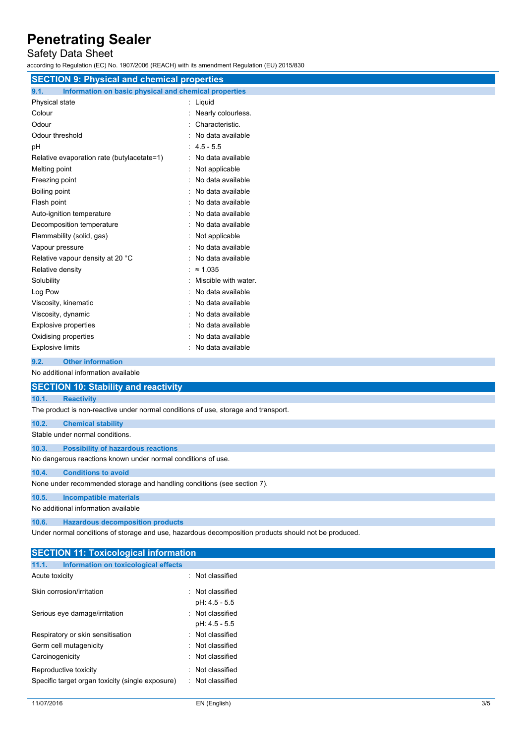## SECTION 9: Physical and chemical properties

### 9.1. Information on basic physical and chemical properties

| Property | Value |
|---|---|
| Physical state | : Liquid |
| Colour | : Nearly colourless. |
| Odour | : Characteristic. |
| Odour threshold | : No data available |
| pH | : 4.5 - 5.5 |
| Relative evaporation rate (butylacetate=1) | : No data available |
| Melting point | : Not applicable |
| Freezing point | : No data available |
| Boiling point | : No data available |
| Flash point | : No data available |
| Auto-ignition temperature | : No data available |
| Decomposition temperature | : No data available |
| Flammability (solid, gas) | : Not applicable |
| Vapour pressure | : No data available |
| Relative vapour density at 20 °C | : No data available |
| Relative density | : ≈ 1.035 |
| Solubility | : Miscible with water. |
| Log Pow | : No data available |
| Viscosity, kinematic | : No data available |
| Viscosity, dynamic | : No data available |
| Explosive properties | : No data available |
| Oxidising properties | : No data available |
| Explosive limits | : No data available |

### 9.2. Other information

No additional information available

## SECTION 10: Stability and reactivity

### 10.1. Reactivity

The product is non-reactive under normal conditions of use, storage and transport.

### 10.2. Chemical stability

Stable under normal conditions.

### 10.3. Possibility of hazardous reactions

No dangerous reactions known under normal conditions of use.

### 10.4. Conditions to avoid

None under recommended storage and handling conditions (see section 7).

### 10.5. Incompatible materials

No additional information available

### 10.6. Hazardous decomposition products

Under normal conditions of storage and use, hazardous decomposition products should not be produced.

## SECTION 11: Toxicological information

### 11.1. Information on toxicological effects

| Effect | Classification |
|---|---|
| Acute toxicity | : Not classified |
| Skin corrosion/irritation | : Not classified<br>pH: 4.5 - 5.5 |
| Serious eye damage/irritation | : Not classified<br>pH: 4.5 - 5.5 |
| Respiratory or skin sensitisation | : Not classified |
| Germ cell mutagenicity | : Not classified |
| Carcinogenicity | : Not classified |
| Reproductive toxicity | : Not classified |
| Specific target organ toxicity (single exposure) | : Not classified |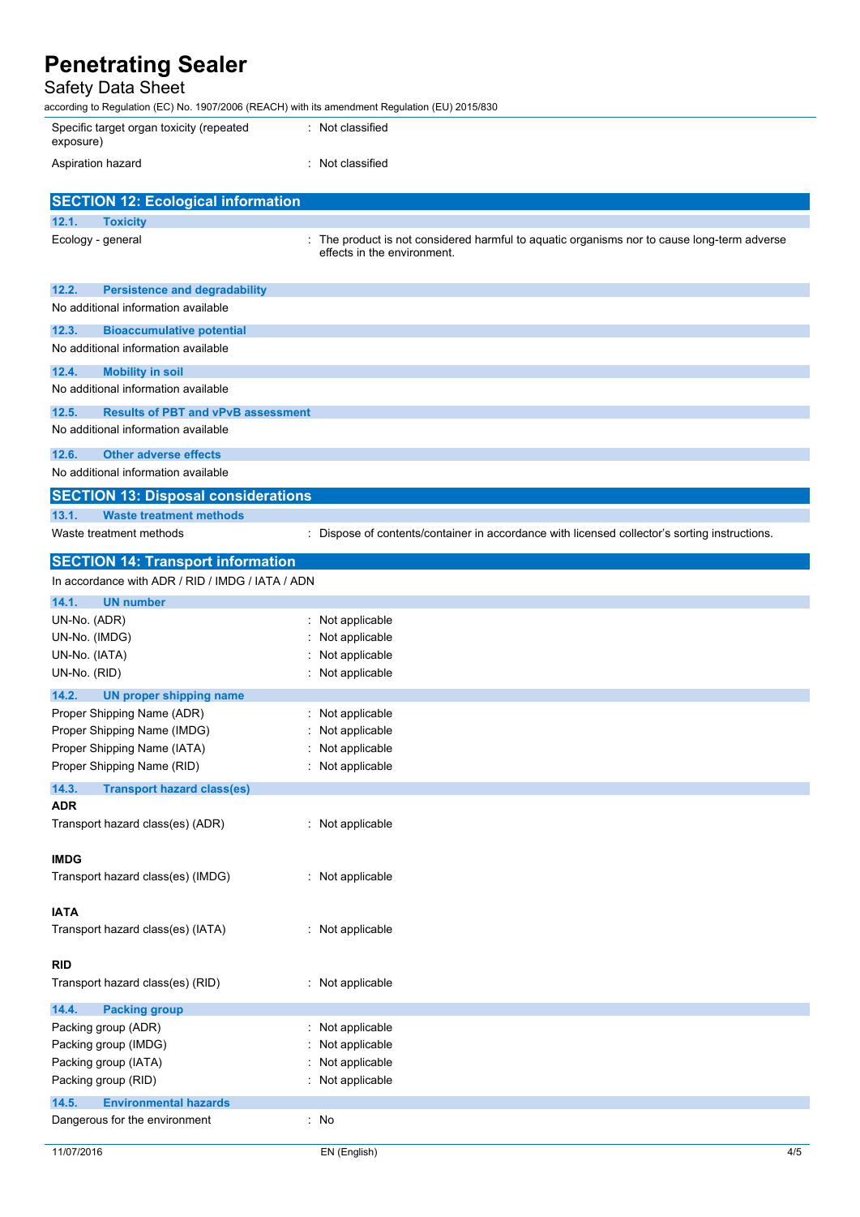Specific target organ toxicity (repeated exposure) : Not classified

Aspiration hazard : Not classified

## SECTION 12: Ecological information

### 12.1. Toxicity

Ecology - general : The product is not considered harmful to aquatic organisms nor to cause long-term adverse effects in the environment.

### 12.2. Persistence and degradability

No additional information available

### 12.3. Bioaccumulative potential

No additional information available

### 12.4. Mobility in soil

No additional information available

### 12.5. Results of PBT and vPvB assessment

No additional information available

### 12.6. Other adverse effects

No additional information available

## SECTION 13: Disposal considerations

### 13.1. Waste treatment methods

Waste treatment methods : Dispose of contents/container in accordance with licensed collector's sorting instructions.

## SECTION 14: Transport information

In accordance with ADR / RID / IMDG / IATA / ADN

### 14.1. UN number

UN-No. (ADR) : Not applicable
UN-No. (IMDG) : Not applicable
UN-No. (IATA) : Not applicable
UN-No. (RID) : Not applicable

### 14.2. UN proper shipping name

Proper Shipping Name (ADR) : Not applicable
Proper Shipping Name (IMDG) : Not applicable
Proper Shipping Name (IATA) : Not applicable
Proper Shipping Name (RID) : Not applicable

### 14.3. Transport hazard class(es)

**ADR**

Transport hazard class(es) (ADR) : Not applicable

**IMDG**

Transport hazard class(es) (IMDG) : Not applicable

**IATA**

Transport hazard class(es) (IATA) : Not applicable

**RID**

Transport hazard class(es) (RID) : Not applicable

### 14.4. Packing group

Packing group (ADR) : Not applicable
Packing group (IMDG) : Not applicable
Packing group (IATA) : Not applicable
Packing group (RID) : Not applicable

### 14.5. Environmental hazards

Dangerous for the environment : No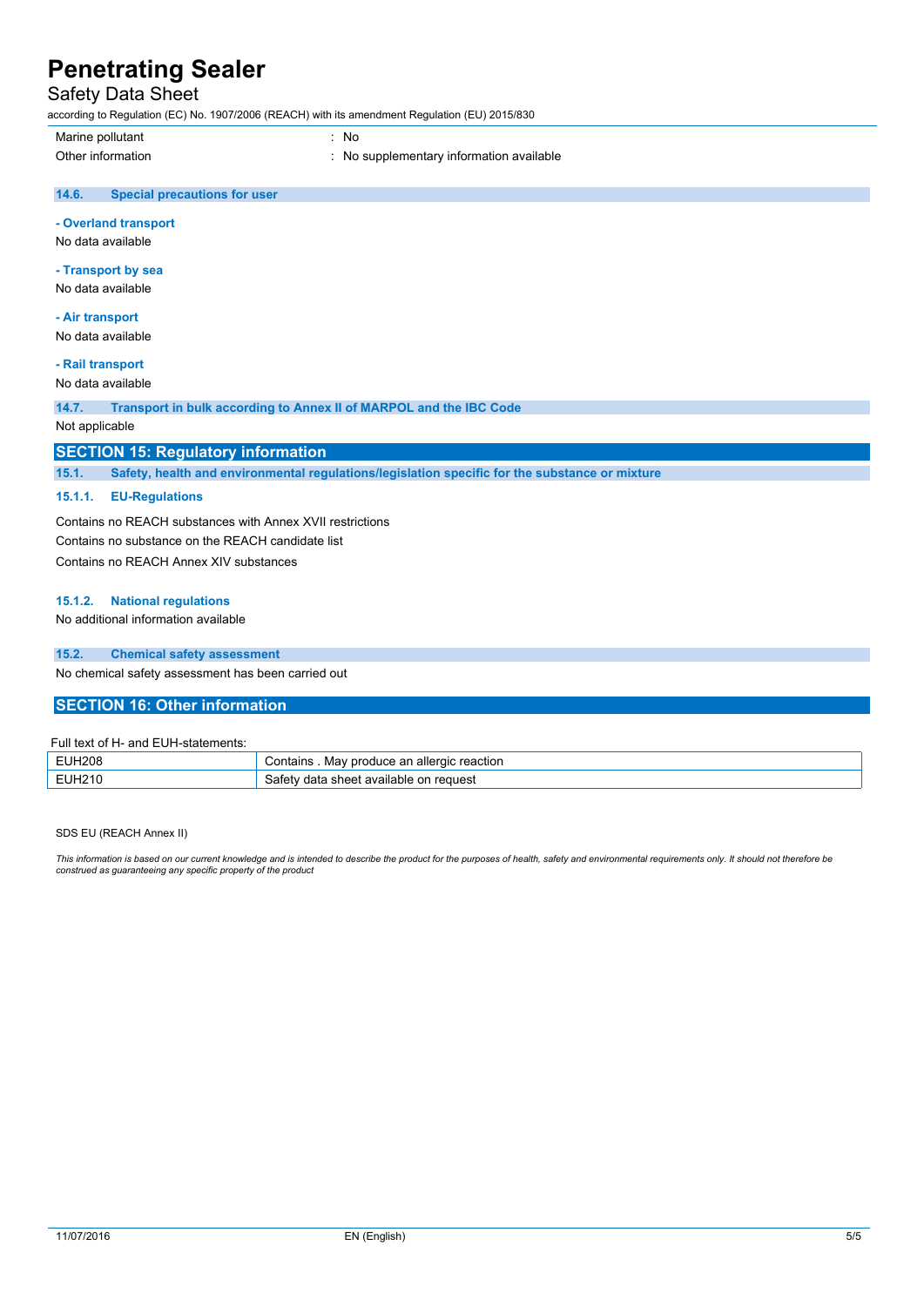| | |
|---|---|
| Marine pollutant | : No |
| Other information | : No supplementary information available |

### 14.6. Special precautions for user

**- Overland transport**

No data available

**- Transport by sea**

No data available

**- Air transport**

No data available

**- Rail transport**

No data available

### 14.7. Transport in bulk according to Annex II of MARPOL and the IBC Code

Not applicable

## SECTION 15: Regulatory information

### 15.1. Safety, health and environmental regulations/legislation specific for the substance or mixture

#### 15.1.1. EU-Regulations

Contains no REACH substances with Annex XVII restrictions

Contains no substance on the REACH candidate list

Contains no REACH Annex XIV substances

#### 15.1.2. National regulations

No additional information available

### 15.2. Chemical safety assessment

No chemical safety assessment has been carried out

## SECTION 16: Other information

Full text of H- and EUH-statements:

| | |
|---|---|
| EUH208 | Contains . May produce an allergic reaction |
| EUH210 | Safety data sheet available on request |

SDS EU (REACH Annex II)

*This information is based on our current knowledge and is intended to describe the product for the purposes of health, safety and environmental requirements only. It should not therefore be construed as guaranteeing any specific property of the product*